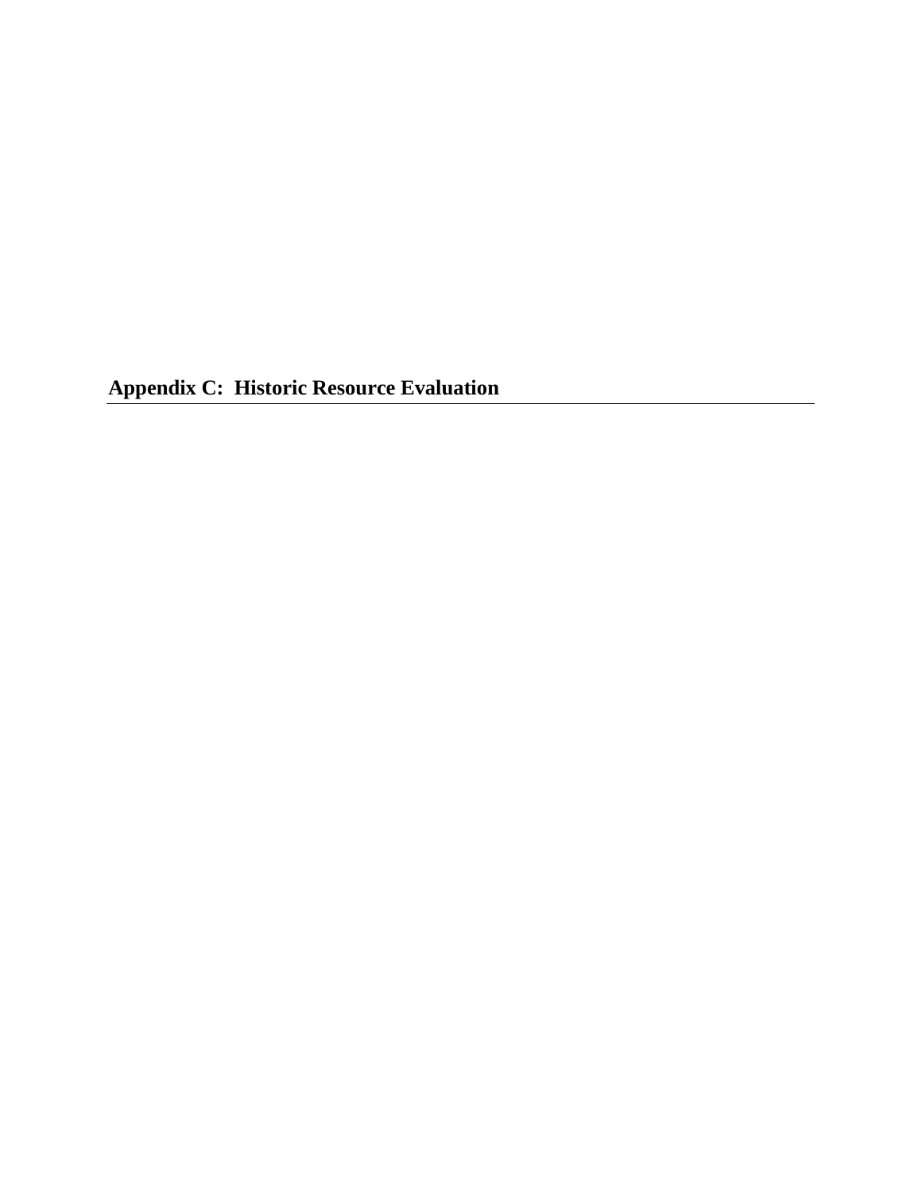# Appendix C: Historic Resource Evaluation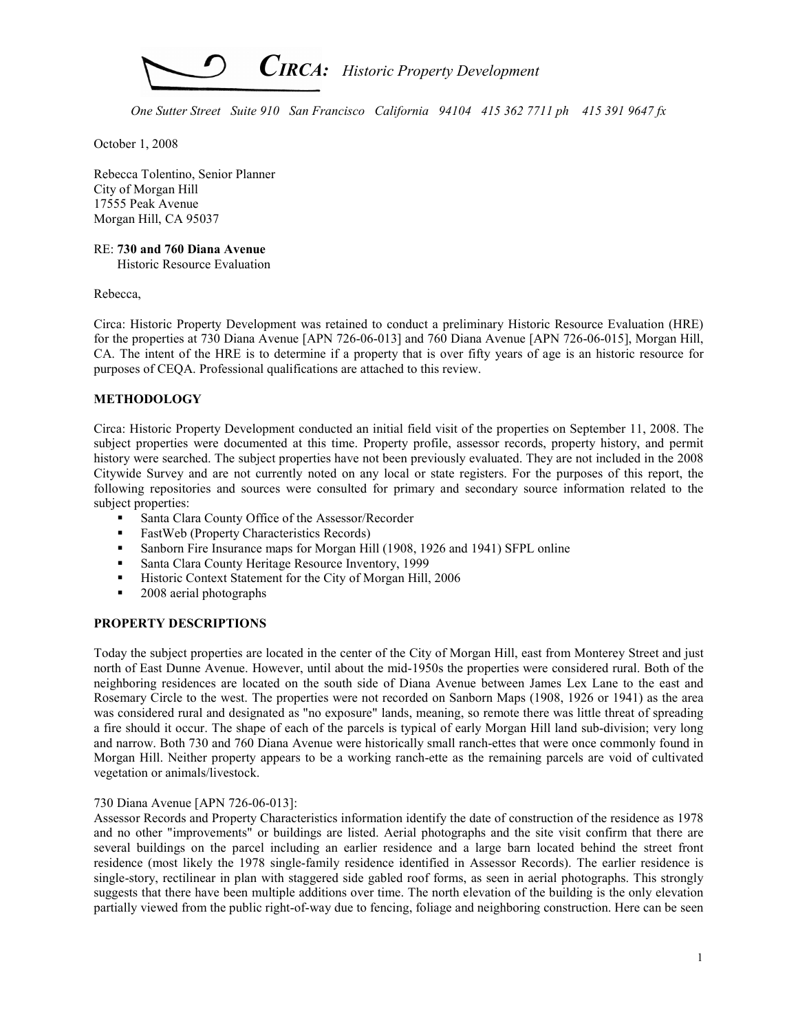*CIRCA: Historic Property Development*

*One Sutter Street Suite 910 San Francisco California 94104 415 362 7711 ph 415 391 9647 fx*

October 1, 2008

Rebecca Tolentino, Senior Planner
City of Morgan Hill
17555 Peak Avenue
Morgan Hill, CA 95037

RE: **730 and 760 Diana Avenue**
Historic Resource Evaluation

Rebecca,

Circa: Historic Property Development was retained to conduct a preliminary Historic Resource Evaluation (HRE) for the properties at 730 Diana Avenue [APN 726-06-013] and 760 Diana Avenue [APN 726-06-015], Morgan Hill, CA. The intent of the HRE is to determine if a property that is over fifty years of age is an historic resource for purposes of CEQA. Professional qualifications are attached to this review.

**METHODOLOGY**

Circa: Historic Property Development conducted an initial field visit of the properties on September 11, 2008. The subject properties were documented at this time. Property profile, assessor records, property history, and permit history were searched. The subject properties have not been previously evaluated. They are not included in the 2008 Citywide Survey and are not currently noted on any local or state registers. For the purposes of this report, the following repositories and sources were consulted for primary and secondary source information related to the subject properties:

- Santa Clara County Office of the Assessor/Recorder
- FastWeb (Property Characteristics Records)
- Sanborn Fire Insurance maps for Morgan Hill (1908, 1926 and 1941) SFPL online
- Santa Clara County Heritage Resource Inventory, 1999
- Historic Context Statement for the City of Morgan Hill, 2006
- 2008 aerial photographs

**PROPERTY DESCRIPTIONS**

Today the subject properties are located in the center of the City of Morgan Hill, east from Monterey Street and just north of East Dunne Avenue. However, until about the mid-1950s the properties were considered rural. Both of the neighboring residences are located on the south side of Diana Avenue between James Lex Lane to the east and Rosemary Circle to the west. The properties were not recorded on Sanborn Maps (1908, 1926 or 1941) as the area was considered rural and designated as "no exposure" lands, meaning, so remote there was little threat of spreading a fire should it occur. The shape of each of the parcels is typical of early Morgan Hill land sub-division; very long and narrow. Both 730 and 760 Diana Avenue were historically small ranch-ettes that were once commonly found in Morgan Hill. Neither property appears to be a working ranch-ette as the remaining parcels are void of cultivated vegetation or animals/livestock.

730 Diana Avenue [APN 726-06-013]:
Assessor Records and Property Characteristics information identify the date of construction of the residence as 1978 and no other "improvements" or buildings are listed. Aerial photographs and the site visit confirm that there are several buildings on the parcel including an earlier residence and a large barn located behind the street front residence (most likely the 1978 single-family residence identified in Assessor Records). The earlier residence is single-story, rectilinear in plan with staggered side gabled roof forms, as seen in aerial photographs. This strongly suggests that there have been multiple additions over time. The north elevation of the building is the only elevation partially viewed from the public right-of-way due to fencing, foliage and neighboring construction. Here can be seen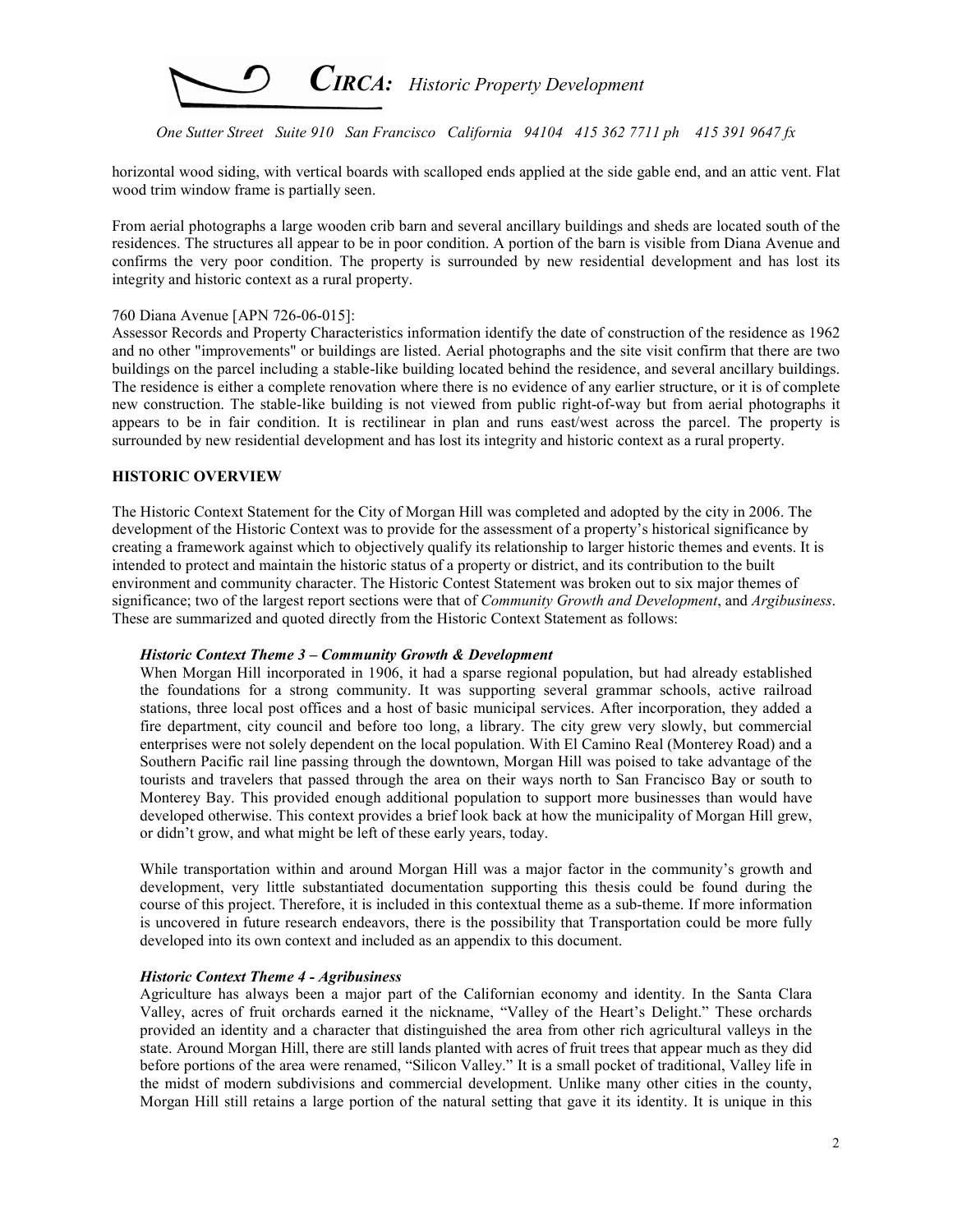horizontal wood siding, with vertical boards with scalloped ends applied at the side gable end, and an attic vent. Flat wood trim window frame is partially seen.

From aerial photographs a large wooden crib barn and several ancillary buildings and sheds are located south of the residences. The structures all appear to be in poor condition. A portion of the barn is visible from Diana Avenue and confirms the very poor condition. The property is surrounded by new residential development and has lost its integrity and historic context as a rural property.

760 Diana Avenue [APN 726-06-015]:
Assessor Records and Property Characteristics information identify the date of construction of the residence as 1962 and no other "improvements" or buildings are listed. Aerial photographs and the site visit confirm that there are two buildings on the parcel including a stable-like building located behind the residence, and several ancillary buildings. The residence is either a complete renovation where there is no evidence of any earlier structure, or it is of complete new construction. The stable-like building is not viewed from public right-of-way but from aerial photographs it appears to be in fair condition. It is rectilinear in plan and runs east/west across the parcel. The property is surrounded by new residential development and has lost its integrity and historic context as a rural property.

## HISTORIC OVERVIEW

The Historic Context Statement for the City of Morgan Hill was completed and adopted by the city in 2006. The development of the Historic Context was to provide for the assessment of a property's historical significance by creating a framework against which to objectively qualify its relationship to larger historic themes and events. It is intended to protect and maintain the historic status of a property or district, and its contribution to the built environment and community character. The Historic Contest Statement was broken out to six major themes of significance; two of the largest report sections were that of *Community Growth and Development*, and *Argibusiness*. These are summarized and quoted directly from the Historic Context Statement as follows:

> ***Historic Context Theme 3 – Community Growth & Development***
> When Morgan Hill incorporated in 1906, it had a sparse regional population, but had already established the foundations for a strong community. It was supporting several grammar schools, active railroad stations, three local post offices and a host of basic municipal services. After incorporation, they added a fire department, city council and before too long, a library. The city grew very slowly, but commercial enterprises were not solely dependent on the local population. With El Camino Real (Monterey Road) and a Southern Pacific rail line passing through the downtown, Morgan Hill was poised to take advantage of the tourists and travelers that passed through the area on their ways north to San Francisco Bay or south to Monterey Bay. This provided enough additional population to support more businesses than would have developed otherwise. This context provides a brief look back at how the municipality of Morgan Hill grew, or didn't grow, and what might be left of these early years, today.
>
> While transportation within and around Morgan Hill was a major factor in the community's growth and development, very little substantiated documentation supporting this thesis could be found during the course of this project. Therefore, it is included in this contextual theme as a sub-theme. If more information is uncovered in future research endeavors, there is the possibility that Transportation could be more fully developed into its own context and included as an appendix to this document.
>
> ***Historic Context Theme 4 - Agribusiness***
> Agriculture has always been a major part of the Californian economy and identity. In the Santa Clara Valley, acres of fruit orchards earned it the nickname, "Valley of the Heart's Delight." These orchards provided an identity and a character that distinguished the area from other rich agricultural valleys in the state. Around Morgan Hill, there are still lands planted with acres of fruit trees that appear much as they did before portions of the area were renamed, "Silicon Valley." It is a small pocket of traditional, Valley life in the midst of modern subdivisions and commercial development. Unlike many other cities in the county, Morgan Hill still retains a large portion of the natural setting that gave it its identity. It is unique in this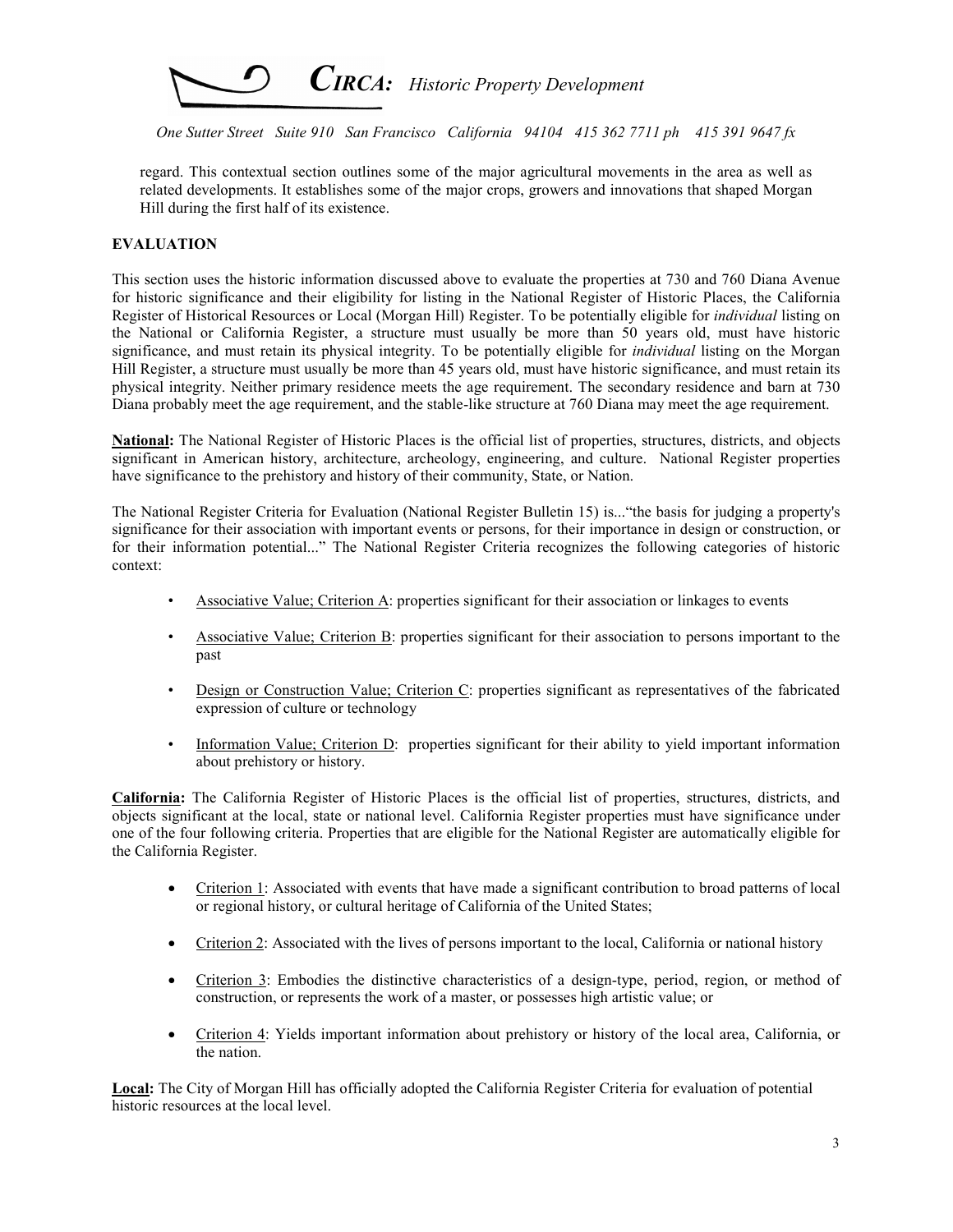regard. This contextual section outlines some of the major agricultural movements in the area as well as related developments. It establishes some of the major crops, growers and innovations that shaped Morgan Hill during the first half of its existence.

## EVALUATION

This section uses the historic information discussed above to evaluate the properties at 730 and 760 Diana Avenue for historic significance and their eligibility for listing in the National Register of Historic Places, the California Register of Historical Resources or Local (Morgan Hill) Register. To be potentially eligible for *individual* listing on the National or California Register, a structure must usually be more than 50 years old, must have historic significance, and must retain its physical integrity. To be potentially eligible for *individual* listing on the Morgan Hill Register, a structure must usually be more than 45 years old, must have historic significance, and must retain its physical integrity. Neither primary residence meets the age requirement. The secondary residence and barn at 730 Diana probably meet the age requirement, and the stable-like structure at 760 Diana may meet the age requirement.

**National:** The National Register of Historic Places is the official list of properties, structures, districts, and objects significant in American history, architecture, archeology, engineering, and culture. National Register properties have significance to the prehistory and history of their community, State, or Nation.

The National Register Criteria for Evaluation (National Register Bulletin 15) is..."the basis for judging a property's significance for their association with important events or persons, for their importance in design or construction, or for their information potential..." The National Register Criteria recognizes the following categories of historic context:

- Associative Value; Criterion A: properties significant for their association or linkages to events
- Associative Value; Criterion B: properties significant for their association to persons important to the past
- Design or Construction Value; Criterion C: properties significant as representatives of the fabricated expression of culture or technology
- Information Value; Criterion D: properties significant for their ability to yield important information about prehistory or history.

**California:** The California Register of Historic Places is the official list of properties, structures, districts, and objects significant at the local, state or national level. California Register properties must have significance under one of the four following criteria. Properties that are eligible for the National Register are automatically eligible for the California Register.

- Criterion 1: Associated with events that have made a significant contribution to broad patterns of local or regional history, or cultural heritage of California of the United States;
- Criterion 2: Associated with the lives of persons important to the local, California or national history
- Criterion 3: Embodies the distinctive characteristics of a design-type, period, region, or method of construction, or represents the work of a master, or possesses high artistic value; or
- Criterion 4: Yields important information about prehistory or history of the local area, California, or the nation.

**Local:** The City of Morgan Hill has officially adopted the California Register Criteria for evaluation of potential historic resources at the local level.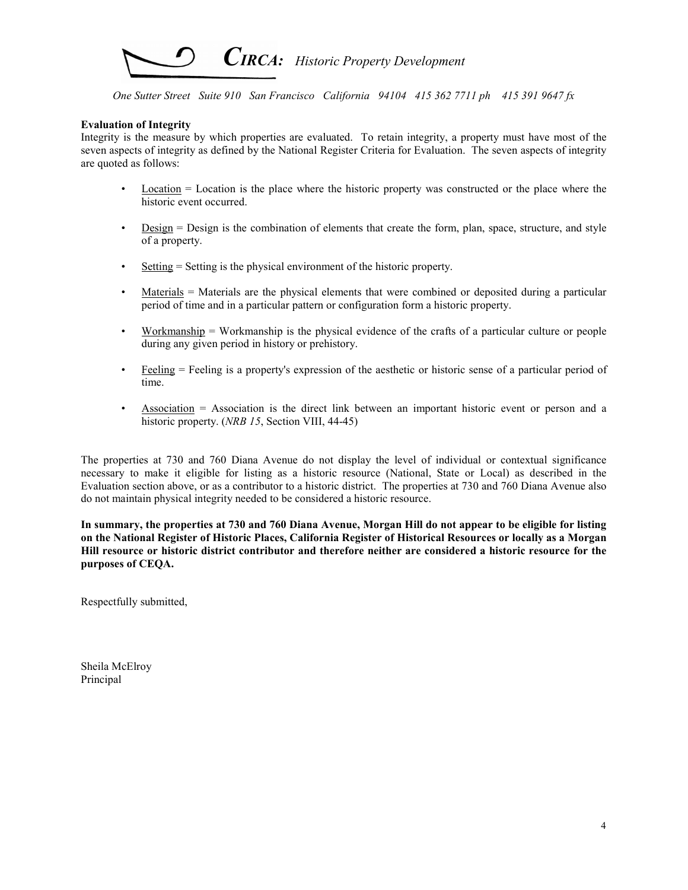**Evaluation of Integrity**

Integrity is the measure by which properties are evaluated. To retain integrity, a property must have most of the seven aspects of integrity as defined by the National Register Criteria for Evaluation. The seven aspects of integrity are quoted as follows:

- Location = Location is the place where the historic property was constructed or the place where the historic event occurred.
- Design = Design is the combination of elements that create the form, plan, space, structure, and style of a property.
- Setting = Setting is the physical environment of the historic property.
- Materials = Materials are the physical elements that were combined or deposited during a particular period of time and in a particular pattern or configuration form a historic property.
- Workmanship = Workmanship is the physical evidence of the crafts of a particular culture or people during any given period in history or prehistory.
- Feeling = Feeling is a property's expression of the aesthetic or historic sense of a particular period of time.
- Association = Association is the direct link between an important historic event or person and a historic property. (*NRB 15*, Section VIII, 44-45)

The properties at 730 and 760 Diana Avenue do not display the level of individual or contextual significance necessary to make it eligible for listing as a historic resource (National, State or Local) as described in the Evaluation section above, or as a contributor to a historic district. The properties at 730 and 760 Diana Avenue also do not maintain physical integrity needed to be considered a historic resource.

**In summary, the properties at 730 and 760 Diana Avenue, Morgan Hill do not appear to be eligible for listing on the National Register of Historic Places, California Register of Historical Resources or locally as a Morgan Hill resource or historic district contributor and therefore neither are considered a historic resource for the purposes of CEQA.**

Respectfully submitted,

Sheila McElroy
Principal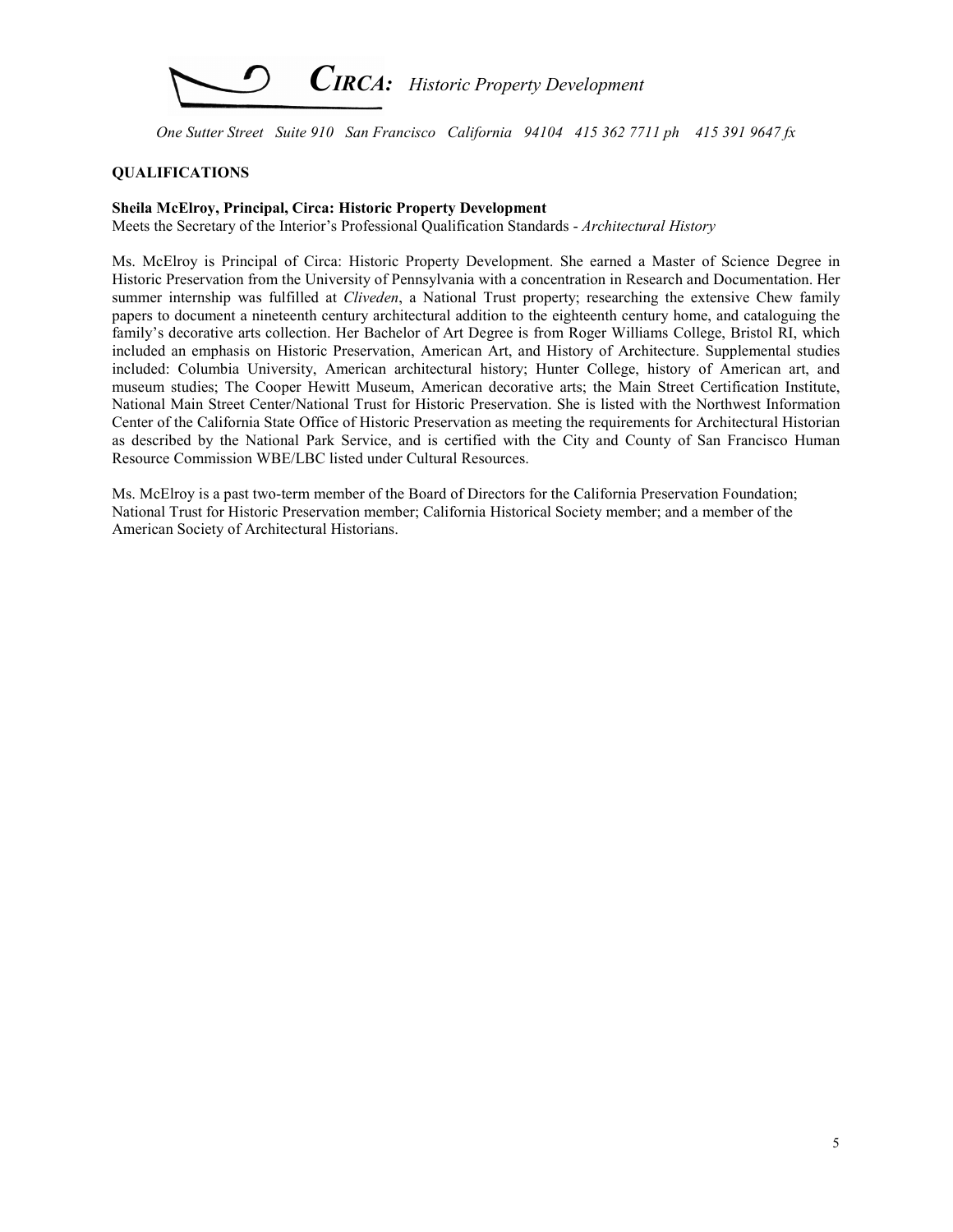**CIRCA:** *Historic Property Development*

*One Sutter Street Suite 910 San Francisco California 94104 415 362 7711 ph 415 391 9647 fx*

## QUALIFICATIONS

**Sheila McElroy, Principal, Circa: Historic Property Development**
Meets the Secretary of the Interior's Professional Qualification Standards - *Architectural History*

Ms. McElroy is Principal of Circa: Historic Property Development. She earned a Master of Science Degree in Historic Preservation from the University of Pennsylvania with a concentration in Research and Documentation. Her summer internship was fulfilled at *Cliveden*, a National Trust property; researching the extensive Chew family papers to document a nineteenth century architectural addition to the eighteenth century home, and cataloguing the family's decorative arts collection. Her Bachelor of Art Degree is from Roger Williams College, Bristol RI, which included an emphasis on Historic Preservation, American Art, and History of Architecture. Supplemental studies included: Columbia University, American architectural history; Hunter College, history of American art, and museum studies; The Cooper Hewitt Museum, American decorative arts; the Main Street Certification Institute, National Main Street Center/National Trust for Historic Preservation. She is listed with the Northwest Information Center of the California State Office of Historic Preservation as meeting the requirements for Architectural Historian as described by the National Park Service, and is certified with the City and County of San Francisco Human Resource Commission WBE/LBC listed under Cultural Resources.

Ms. McElroy is a past two-term member of the Board of Directors for the California Preservation Foundation; National Trust for Historic Preservation member; California Historical Society member; and a member of the American Society of Architectural Historians.